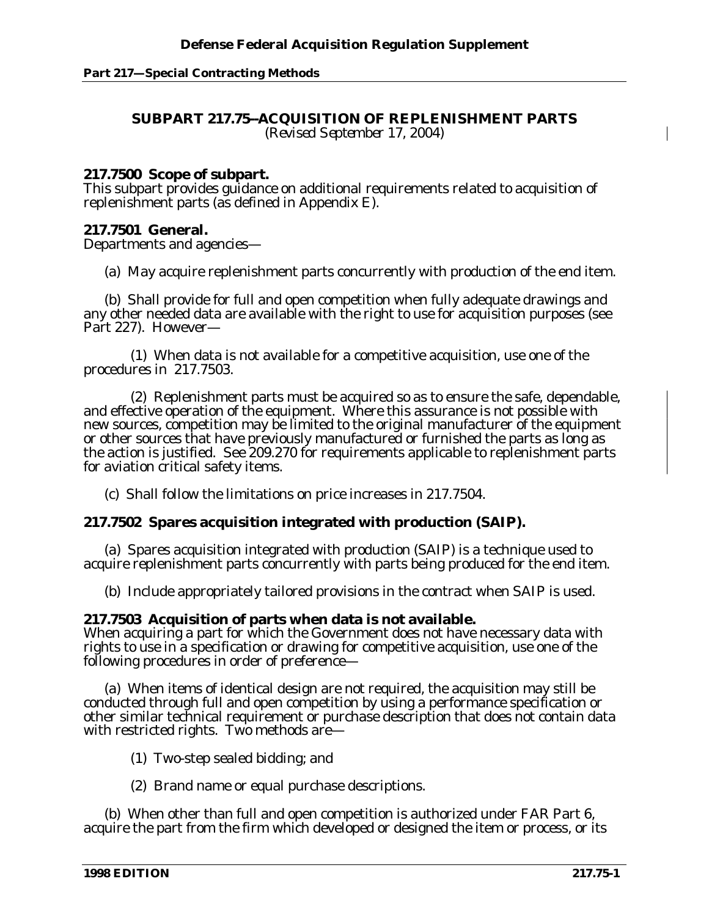# SUBPART 217.75--ACQUISITION OF REPLENISHMENT PARTS

*(Revised September 17, 2004)*

## 217.7500 Scope of subpart.

This subpart provides guidance on additional requirements related to acquisition of replenishment parts (as defined in Appendix E).

## 217.7501 General.

Departments and agencies—

(a) May acquire replenishment parts concurrently with production of the end item.

(b) Shall provide for full and open competition when fully adequate drawings and any other needed data are available with the right to use for acquisition purposes (see Part 227). However—

(1) When data is not available for a competitive acquisition, use one of the procedures in 217.7503.

(2) Replenishment parts must be acquired so as to ensure the safe, dependable, and effective operation of the equipment. Where this assurance is not possible with new sources, competition may be limited to the original manufacturer of the equipment or other sources that have previously manufactured or furnished the parts as long as the action is justified. See 209.270 for requirements applicable to replenishment parts for aviation critical safety items.

(c) Shall follow the limitations on price increases in 217.7504.

## 217.7502 Spares acquisition integrated with production (SAIP).

(a) Spares acquisition integrated with production (SAIP) is a technique used to acquire replenishment parts concurrently with parts being produced for the end item.

(b) Include appropriately tailored provisions in the contract when SAIP is used.

## 217.7503 Acquisition of parts when data is not available.

When acquiring a part for which the Government does not have necessary data with rights to use in a specification or drawing for competitive acquisition, use one of the following procedures in order of preference—

(a) When items of identical design are not required, the acquisition may still be conducted through full and open competition by using a performance specification or other similar technical requirement or purchase description that does not contain data with restricted rights. Two methods are—

(1) Two-step sealed bidding; and

(2) Brand name or equal purchase descriptions.

(b) When other than full and open competition is authorized under FAR Part 6, acquire the part from the firm which developed or designed the item or process, or its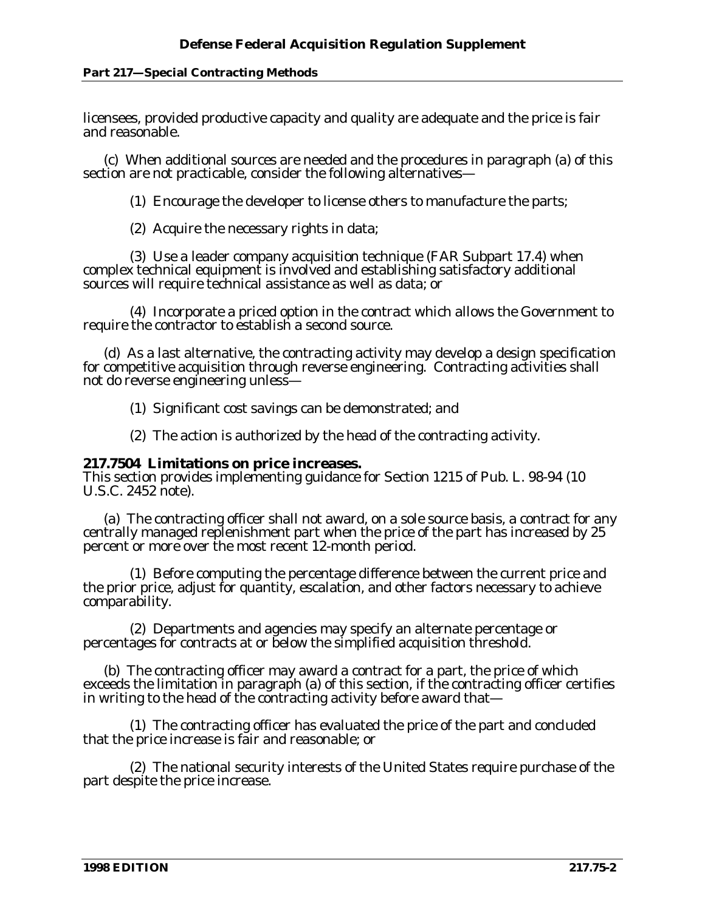licensees, provided productive capacity and quality are adequate and the price is fair and reasonable.

(c) When additional sources are needed and the procedures in paragraph (a) of this section are not practicable, consider the following alternatives—

(1) Encourage the developer to license others to manufacture the parts;

(2) Acquire the necessary rights in data;

(3) Use a leader company acquisition technique (FAR Subpart 17.4) when complex technical equipment is involved and establishing satisfactory additional sources will require technical assistance as well as data; or

(4) Incorporate a priced option in the contract which allows the Government to require the contractor to establish a second source.

(d) As a last alternative, the contracting activity may develop a design specification for competitive acquisition through reverse engineering. Contracting activities shall not do reverse engineering unless—

(1) Significant cost savings can be demonstrated; and

(2) The action is authorized by the head of the contracting activity.

**217.7504 Limitations on price increases.**

This section provides implementing guidance for Section 1215 of Pub. L. 98-94 (10 U.S.C. 2452 note).

(a) The contracting officer shall not award, on a sole source basis, a contract for any centrally managed replenishment part when the price of the part has increased by 25 percent or more over the most recent 12-month period.

(1) Before computing the percentage difference between the current price and the prior price, adjust for quantity, escalation, and other factors necessary to achieve comparability.

(2) Departments and agencies may specify an alternate percentage or percentages for contracts at or below the simplified acquisition threshold.

(b) The contracting officer may award a contract for a part, the price of which exceeds the limitation in paragraph (a) of this section, if the contracting officer certifies in writing to the head of the contracting activity before award that—

(1) The contracting officer has evaluated the price of the part and concluded that the price increase is fair and reasonable; or

(2) The national security interests of the United States require purchase of the part despite the price increase.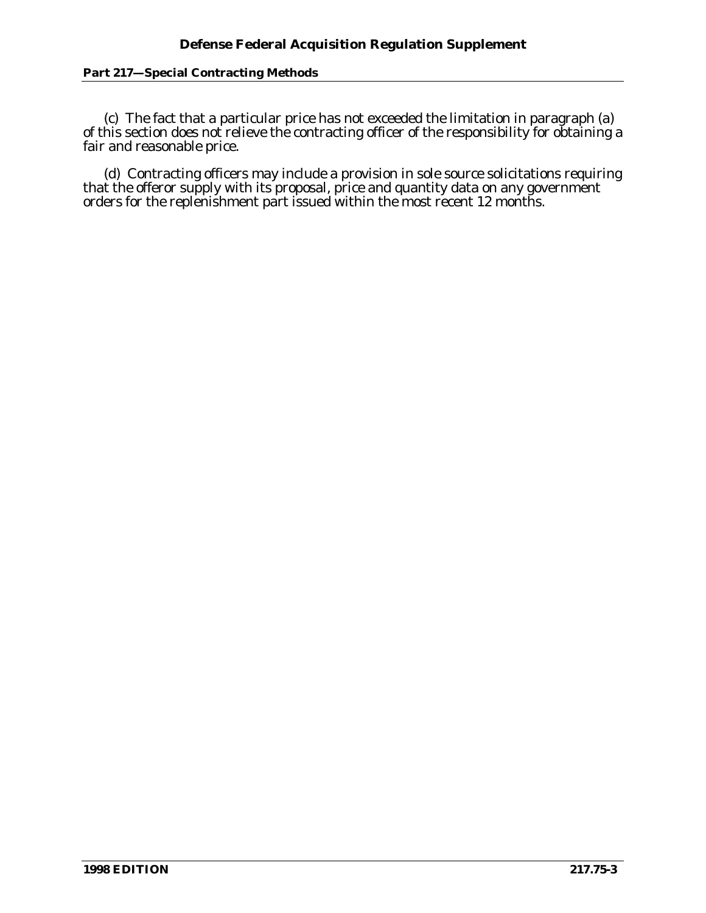(c) The fact that a particular price has not exceeded the limitation in paragraph (a) of this section does not relieve the contracting officer of the responsibility for obtaining a fair and reasonable price.

(d) Contracting officers may include a provision in sole source solicitations requiring that the offeror supply with its proposal, price and quantity data on any government orders for the replenishment part issued within the most recent 12 months.